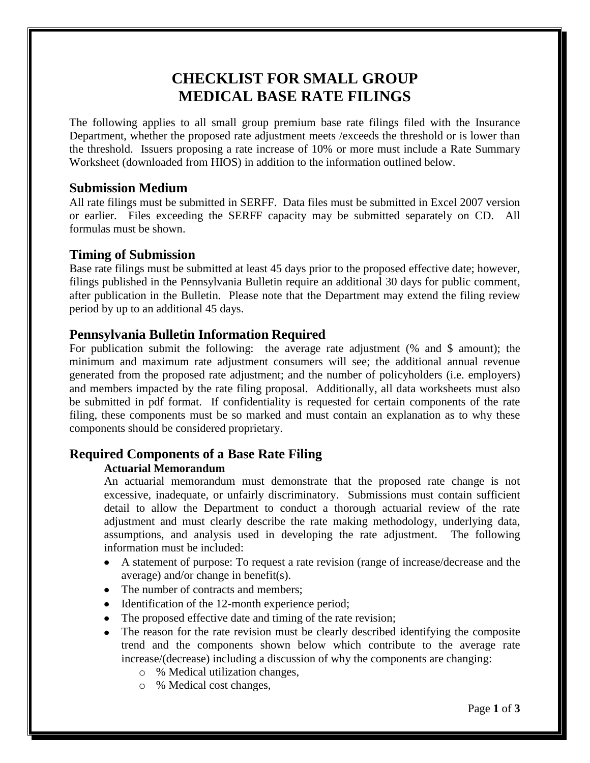# CHECKLIST FOR SMALL GROUP MEDICAL BASE RATE FILINGS

The following applies to all small group premium base rate filings filed with the Insurance Department, whether the proposed rate adjustment meets /exceeds the threshold or is lower than the threshold. Issuers proposing a rate increase of 10% or more must include a Rate Summary Worksheet (downloaded from HIOS) in addition to the information outlined below.

## Submission Medium

All rate filings must be submitted in SERFF. Data files must be submitted in Excel 2007 version or earlier. Files exceeding the SERFF capacity may be submitted separately on CD. All formulas must be shown.

## Timing of Submission

Base rate filings must be submitted at least 45 days prior to the proposed effective date; however, filings published in the Pennsylvania Bulletin require an additional 30 days for public comment, after publication in the Bulletin. Please note that the Department may extend the filing review period by up to an additional 45 days.

## Pennsylvania Bulletin Information Required

For publication submit the following: the average rate adjustment (% and $ amount); the minimum and maximum rate adjustment consumers will see; the additional annual revenue generated from the proposed rate adjustment; and the number of policyholders (i.e. employers) and members impacted by the rate filing proposal. Additionally, all data worksheets must also be submitted in pdf format. If confidentiality is requested for certain components of the rate filing, these components must be so marked and must contain an explanation as to why these components should be considered proprietary.

## Required Components of a Base Rate Filing

### Actuarial Memorandum

An actuarial memorandum must demonstrate that the proposed rate change is not excessive, inadequate, or unfairly discriminatory. Submissions must contain sufficient detail to allow the Department to conduct a thorough actuarial review of the rate adjustment and must clearly describe the rate making methodology, underlying data, assumptions, and analysis used in developing the rate adjustment. The following information must be included:

- A statement of purpose: To request a rate revision (range of increase/decrease and the average) and/or change in benefit(s).
- The number of contracts and members;
- Identification of the 12-month experience period;
- The proposed effective date and timing of the rate revision;
- The reason for the rate revision must be clearly described identifying the composite trend and the components shown below which contribute to the average rate increase/(decrease) including a discussion of why the components are changing:
  - % Medical utilization changes,
  - % Medical cost changes,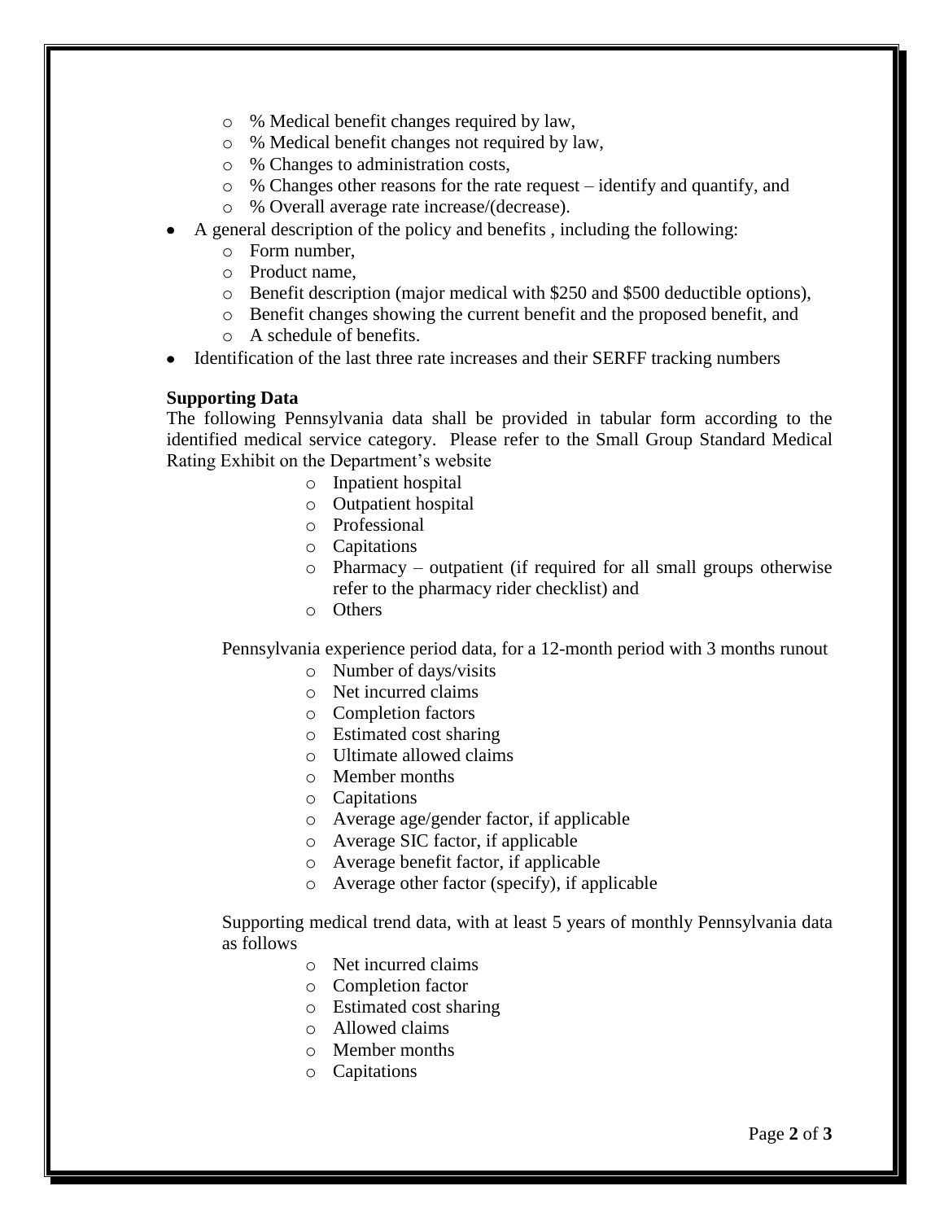- % Medical benefit changes required by law,
  - % Medical benefit changes not required by law,
  - % Changes to administration costs,
  - % Changes other reasons for the rate request – identify and quantify, and
  - % Overall average rate increase/(decrease).
- A general description of the policy and benefits , including the following:
  - Form number,
  - Product name,
  - Benefit description (major medical with $250 and $500 deductible options),
  - Benefit changes showing the current benefit and the proposed benefit, and
  - A schedule of benefits.
- Identification of the last three rate increases and their SERFF tracking numbers

**Supporting Data**

The following Pennsylvania data shall be provided in tabular form according to the identified medical service category. Please refer to the Small Group Standard Medical Rating Exhibit on the Department's website

- Inpatient hospital
- Outpatient hospital
- Professional
- Capitations
- Pharmacy – outpatient (if required for all small groups otherwise refer to the pharmacy rider checklist) and
- Others

Pennsylvania experience period data, for a 12-month period with 3 months runout

- Number of days/visits
- Net incurred claims
- Completion factors
- Estimated cost sharing
- Ultimate allowed claims
- Member months
- Capitations
- Average age/gender factor, if applicable
- Average SIC factor, if applicable
- Average benefit factor, if applicable
- Average other factor (specify), if applicable

Supporting medical trend data, with at least 5 years of monthly Pennsylvania data as follows

- Net incurred claims
- Completion factor
- Estimated cost sharing
- Allowed claims
- Member months
- Capitations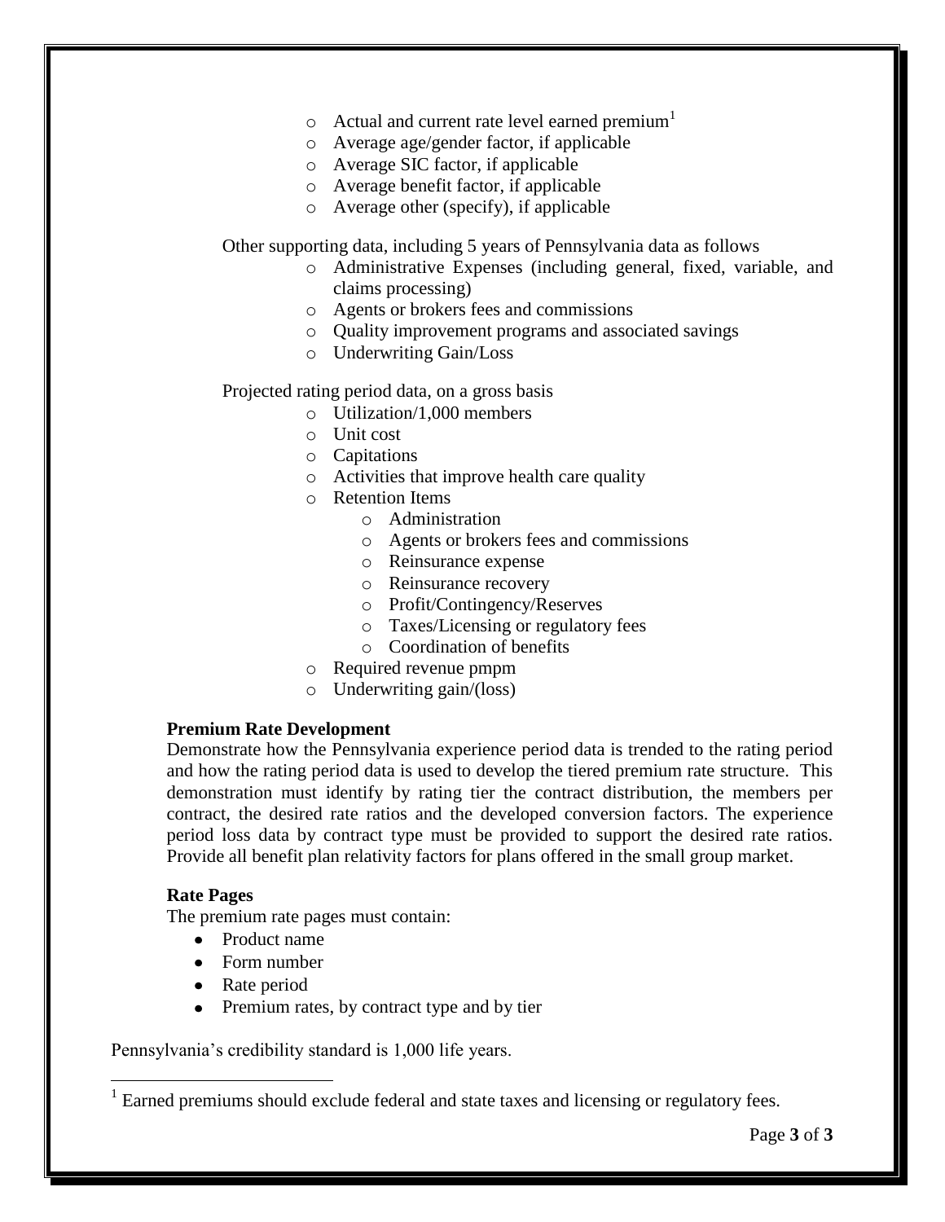- Actual and current rate level earned premium[1]
- Average age/gender factor, if applicable
- Average SIC factor, if applicable
- Average benefit factor, if applicable
- Average other (specify), if applicable

Other supporting data, including 5 years of Pennsylvania data as follows

- Administrative Expenses (including general, fixed, variable, and claims processing)
- Agents or brokers fees and commissions
- Quality improvement programs and associated savings
- Underwriting Gain/Loss

Projected rating period data, on a gross basis

- Utilization/1,000 members
- Unit cost
- Capitations
- Activities that improve health care quality
- Retention Items
  - Administration
  - Agents or brokers fees and commissions
  - Reinsurance expense
  - Reinsurance recovery
  - Profit/Contingency/Reserves
  - Taxes/Licensing or regulatory fees
  - Coordination of benefits
- Required revenue pmpm
- Underwriting gain/(loss)

**Premium Rate Development**

Demonstrate how the Pennsylvania experience period data is trended to the rating period and how the rating period data is used to develop the tiered premium rate structure. This demonstration must identify by rating tier the contract distribution, the members per contract, the desired rate ratios and the developed conversion factors. The experience period loss data by contract type must be provided to support the desired rate ratios. Provide all benefit plan relativity factors for plans offered in the small group market.

**Rate Pages**

The premium rate pages must contain:

- Product name
- Form number
- Rate period
- Premium rates, by contract type and by tier

Pennsylvania's credibility standard is 1,000 life years.

[1] Earned premiums should exclude federal and state taxes and licensing or regulatory fees.